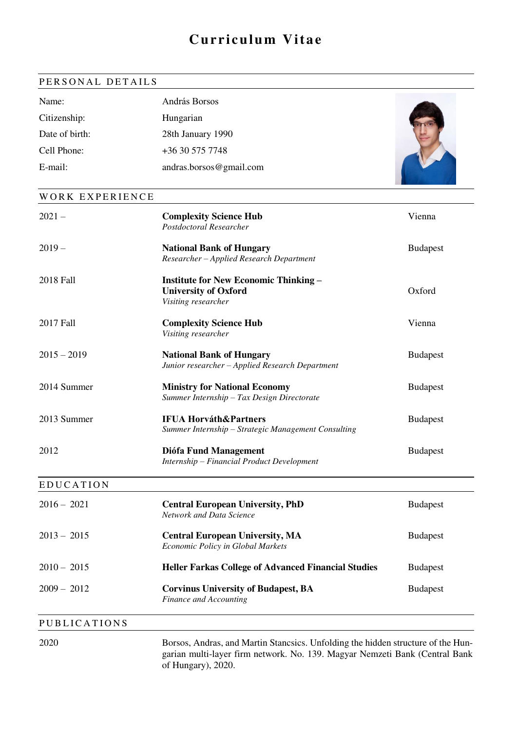# Curriculum Vitae

## PERSONAL DETAILS

| | |
|---|---|
| Name: | András Borsos |
| Citizenship: | Hungarian |
| Date of birth: | 28th January 1990 |
| Cell Phone: | +36 30 575 7748 |
| E-mail: | andras.borsos@gmail.com |

## WORK EXPERIENCE

| | | |
|---|---|---|
| 2021 – | **Complexity Science Hub**<br>*Postdoctoral Researcher* | Vienna |
| 2019 – | **National Bank of Hungary**<br>*Researcher – Applied Research Department* | Budapest |
| 2018 Fall | **Institute for New Economic Thinking – University of Oxford**<br>*Visiting researcher* | Oxford |
| 2017 Fall | **Complexity Science Hub**<br>*Visiting researcher* | Vienna |
| 2015 – 2019 | **National Bank of Hungary**<br>*Junior researcher – Applied Research Department* | Budapest |
| 2014 Summer | **Ministry for National Economy**<br>*Summer Internship – Tax Design Directorate* | Budapest |
| 2013 Summer | **IFUA Horváth&Partners**<br>*Summer Internship – Strategic Management Consulting* | Budapest |
| 2012 | **Diófa Fund Management**<br>*Internship – Financial Product Development* | Budapest |

## EDUCATION

| | | |
|---|---|---|
| 2016 – 2021 | **Central European University, PhD**<br>*Network and Data Science* | Budapest |
| 2013 – 2015 | **Central European University, MA**<br>*Economic Policy in Global Markets* | Budapest |
| 2010 – 2015 | **Heller Farkas College of Advanced Financial Studies** | Budapest |
| 2009 – 2012 | **Corvinus University of Budapest, BA**<br>*Finance and Accounting* | Budapest |

## PUBLICATIONS

2020 — Borsos, Andras, and Martin Stancsics. Unfolding the hidden structure of the Hungarian multi-layer firm network. No. 139. Magyar Nemzeti Bank (Central Bank of Hungary), 2020.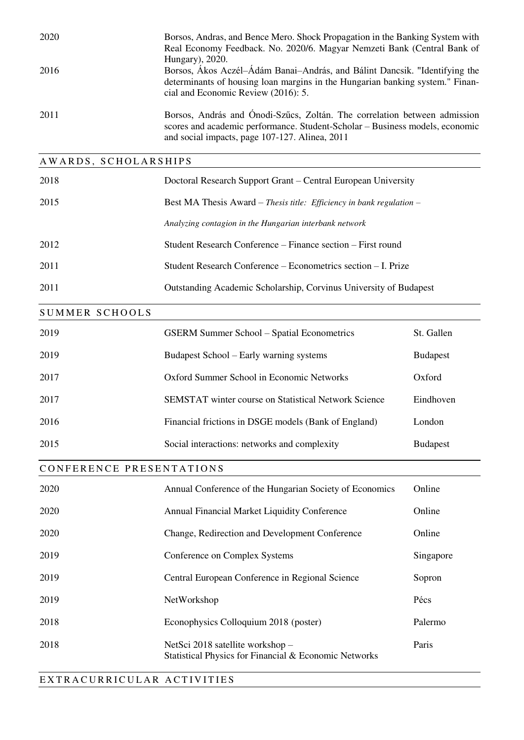| | |
|---|---|
| 2020 | Borsos, Andras, and Bence Mero. Shock Propagation in the Banking System with Real Economy Feedback. No. 2020/6. Magyar Nemzeti Bank (Central Bank of Hungary), 2020. |
| 2016 | Borsos, Ákos Aczél–Ádám Banai–András, and Bálint Dancsik. "Identifying the determinants of housing loan margins in the Hungarian banking system." Financial and Economic Review (2016): 5. |
| 2011 | Borsos, András and Ónodi-Szűcs, Zoltán. The correlation between admission scores and academic performance. Student-Scholar – Business models, economic and social impacts, page 107-127. Alinea, 2011 |

## AWARDS, SCHOLARSHIPS

| | |
|---|---|
| 2018 | Doctoral Research Support Grant – Central European University |
| 2015 | Best MA Thesis Award – *Thesis title: Efficiency in bank regulation – Analyzing contagion in the Hungarian interbank network* |
| 2012 | Student Research Conference – Finance section – First round |
| 2011 | Student Research Conference – Econometrics section – I. Prize |
| 2011 | Outstanding Academic Scholarship, Corvinus University of Budapest |

## SUMMER SCHOOLS

| | | |
|---|---|---|
| 2019 | GSERM Summer School – Spatial Econometrics | St. Gallen |
| 2019 | Budapest School – Early warning systems | Budapest |
| 2017 | Oxford Summer School in Economic Networks | Oxford |
| 2017 | SEMSTAT winter course on Statistical Network Science | Eindhoven |
| 2016 | Financial frictions in DSGE models (Bank of England) | London |
| 2015 | Social interactions: networks and complexity | Budapest |

## CONFERENCE PRESENTATIONS

| | | |
|---|---|---|
| 2020 | Annual Conference of the Hungarian Society of Economics | Online |
| 2020 | Annual Financial Market Liquidity Conference | Online |
| 2020 | Change, Redirection and Development Conference | Online |
| 2019 | Conference on Complex Systems | Singapore |
| 2019 | Central European Conference in Regional Science | Sopron |
| 2019 | NetWorkshop | Pécs |
| 2018 | Econophysics Colloquium 2018 (poster) | Palermo |
| 2018 | NetSci 2018 satellite workshop – Statistical Physics for Financial & Economic Networks | Paris |

## EXTRACURRICULAR ACTIVITIES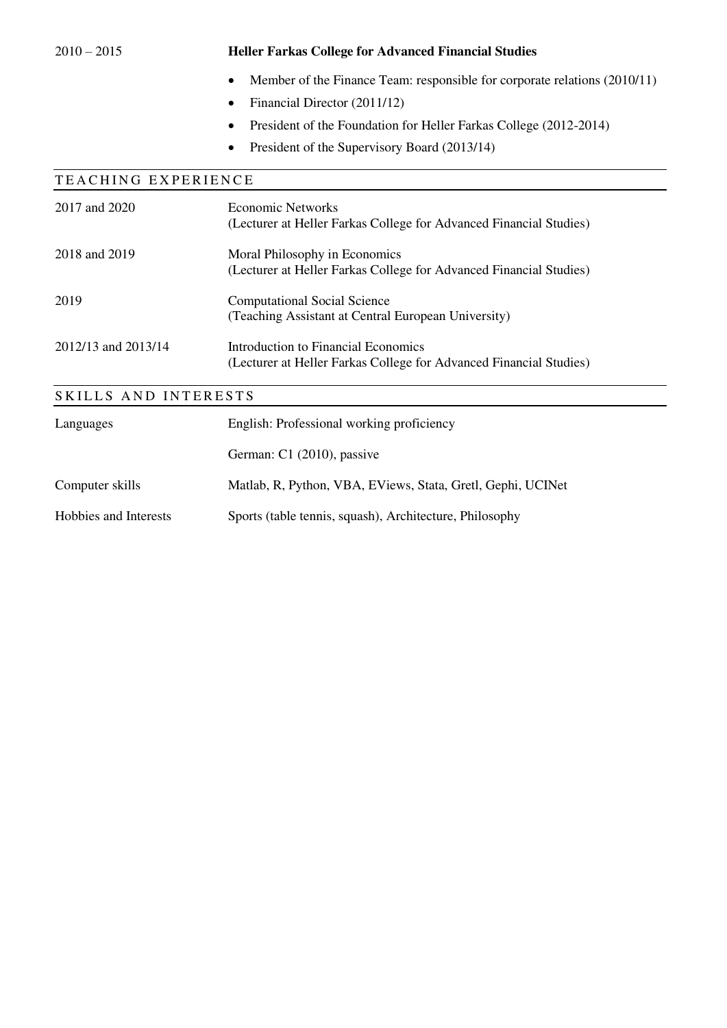2010 – 2015 **Heller Farkas College for Advanced Financial Studies**

- Member of the Finance Team: responsible for corporate relations (2010/11)
- Financial Director (2011/12)
- President of the Foundation for Heller Farkas College (2012-2014)
- President of the Supervisory Board (2013/14)

## TEACHING EXPERIENCE

| | |
|---|---|
| 2017 and 2020 | Economic Networks<br>(Lecturer at Heller Farkas College for Advanced Financial Studies) |
| 2018 and 2019 | Moral Philosophy in Economics<br>(Lecturer at Heller Farkas College for Advanced Financial Studies) |
| 2019 | Computational Social Science<br>(Teaching Assistant at Central European University) |
| 2012/13 and 2013/14 | Introduction to Financial Economics<br>(Lecturer at Heller Farkas College for Advanced Financial Studies) |

## SKILLS AND INTERESTS

| | |
|---|---|
| Languages | English: Professional working proficiency |
| | German: C1 (2010), passive |
| Computer skills | Matlab, R, Python, VBA, EViews, Stata, Gretl, Gephi, UCINet |
| Hobbies and Interests | Sports (table tennis, squash), Architecture, Philosophy |